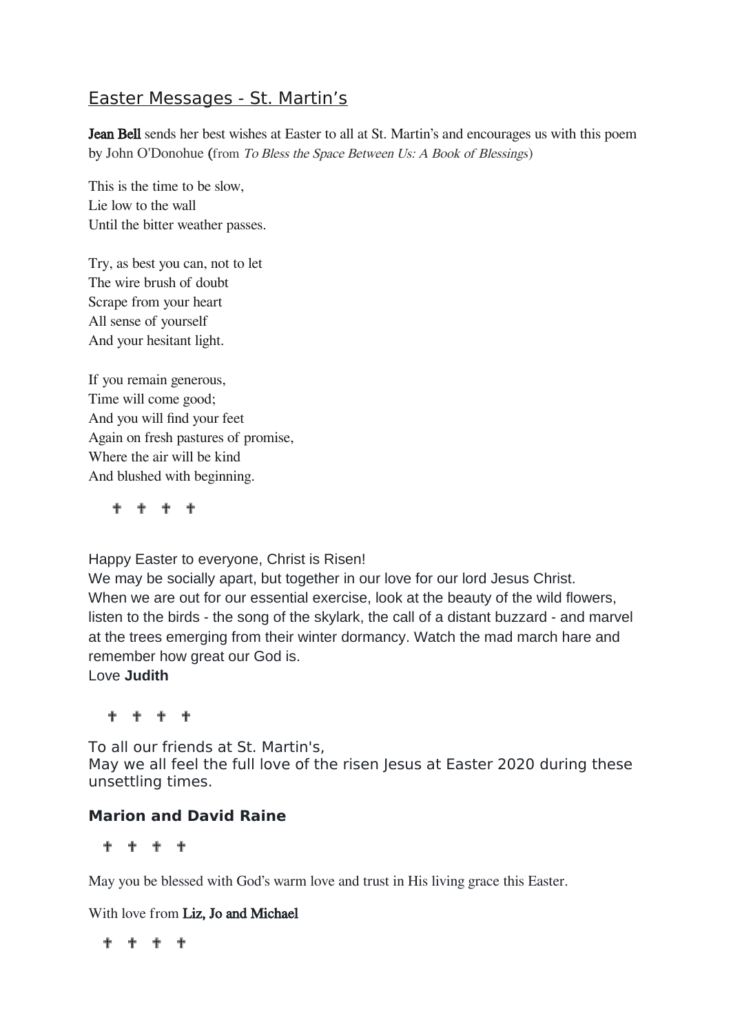# Easter Messages - St. Martin's

**Jean Bell** sends her best wishes at Easter to all at St. Martin's and encourages us with this poem by John O'Donohue (from *To Bless the Space Between Us: A Book of Blessings*)

This is the time to be slow,
Lie low to the wall
Until the bitter weather passes.

Try, as best you can, not to let
The wire brush of doubt
Scrape from your heart
All sense of yourself
And your hesitant light.

If you remain generous,
Time will come good;
And you will find your feet
Again on fresh pastures of promise,
Where the air will be kind
And blushed with beginning.

✝ ✝ ✝ ✝

Happy Easter to everyone, Christ is Risen!
We may be socially apart, but together in our love for our lord Jesus Christ.
When we are out for our essential exercise, look at the beauty of the wild flowers, listen to the birds - the song of the skylark, the call of a distant buzzard - and marvel at the trees emerging from their winter dormancy. Watch the mad march hare and remember how great our God is.
Love **Judith**

✝ ✝ ✝ ✝

To all our friends at St. Martin's,
May we all feel the full love of the risen Jesus at Easter 2020 during these unsettling times.

**Marion and David Raine**

✝ ✝ ✝ ✝

May you be blessed with God's warm love and trust in His living grace this Easter.

With love from **Liz, Jo and Michael**

✝ ✝ ✝ ✝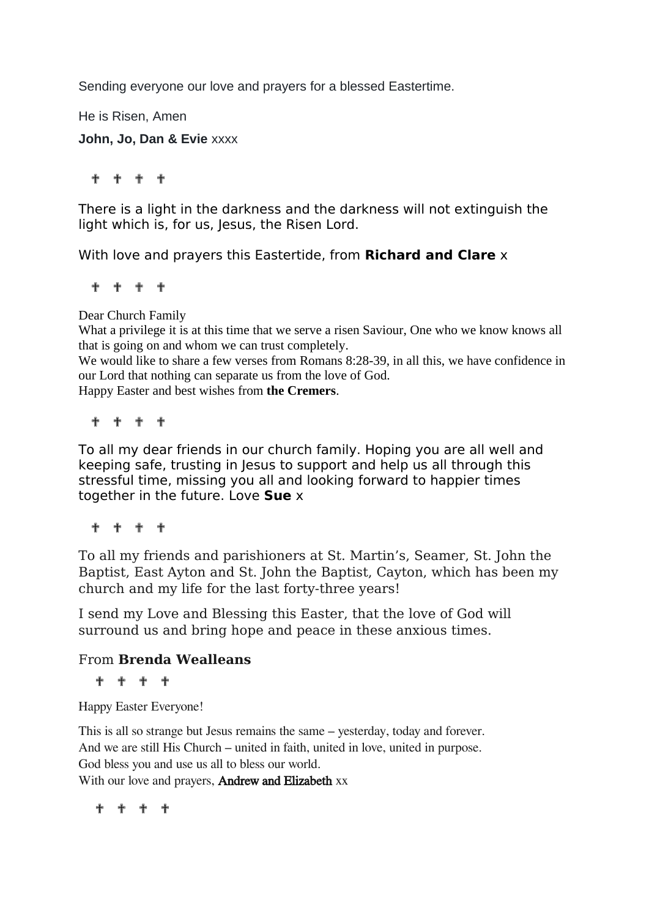Sending everyone our love and prayers for a blessed Eastertime.

He is Risen, Amen

**John, Jo, Dan & Evie** xxxx

✝ ✝ ✝ ✝

There is a light in the darkness and the darkness will not extinguish the light which is, for us, Jesus, the Risen Lord.

With love and prayers this Eastertide, from **Richard and Clare** x

✝ ✝ ✝ ✝

Dear Church Family
What a privilege it is at this time that we serve a risen Saviour, One who we know knows all that is going on and whom we can trust completely.
We would like to share a few verses from Romans 8:28-39, in all this, we have confidence in our Lord that nothing can separate us from the love of God.
Happy Easter and best wishes from **the Cremers**.

✝ ✝ ✝ ✝

To all my dear friends in our church family. Hoping you are all well and keeping safe, trusting in Jesus to support and help us all through this stressful time, missing you all and looking forward to happier times together in the future. Love **Sue** x

✝ ✝ ✝ ✝

To all my friends and parishioners at St. Martin's, Seamer, St. John the Baptist, East Ayton and St. John the Baptist, Cayton, which has been my church and my life for the last forty-three years!

I send my Love and Blessing this Easter, that the love of God will surround us and bring hope and peace in these anxious times.

From **Brenda Wealleans**

✝ ✝ ✝ ✝

Happy Easter Everyone!

This is all so strange but Jesus remains the same – yesterday, today and forever.
And we are still His Church – united in faith, united in love, united in purpose.
God bless you and use us all to bless our world.
With our love and prayers, Andrew and Elizabeth xx

✝ ✝ ✝ ✝